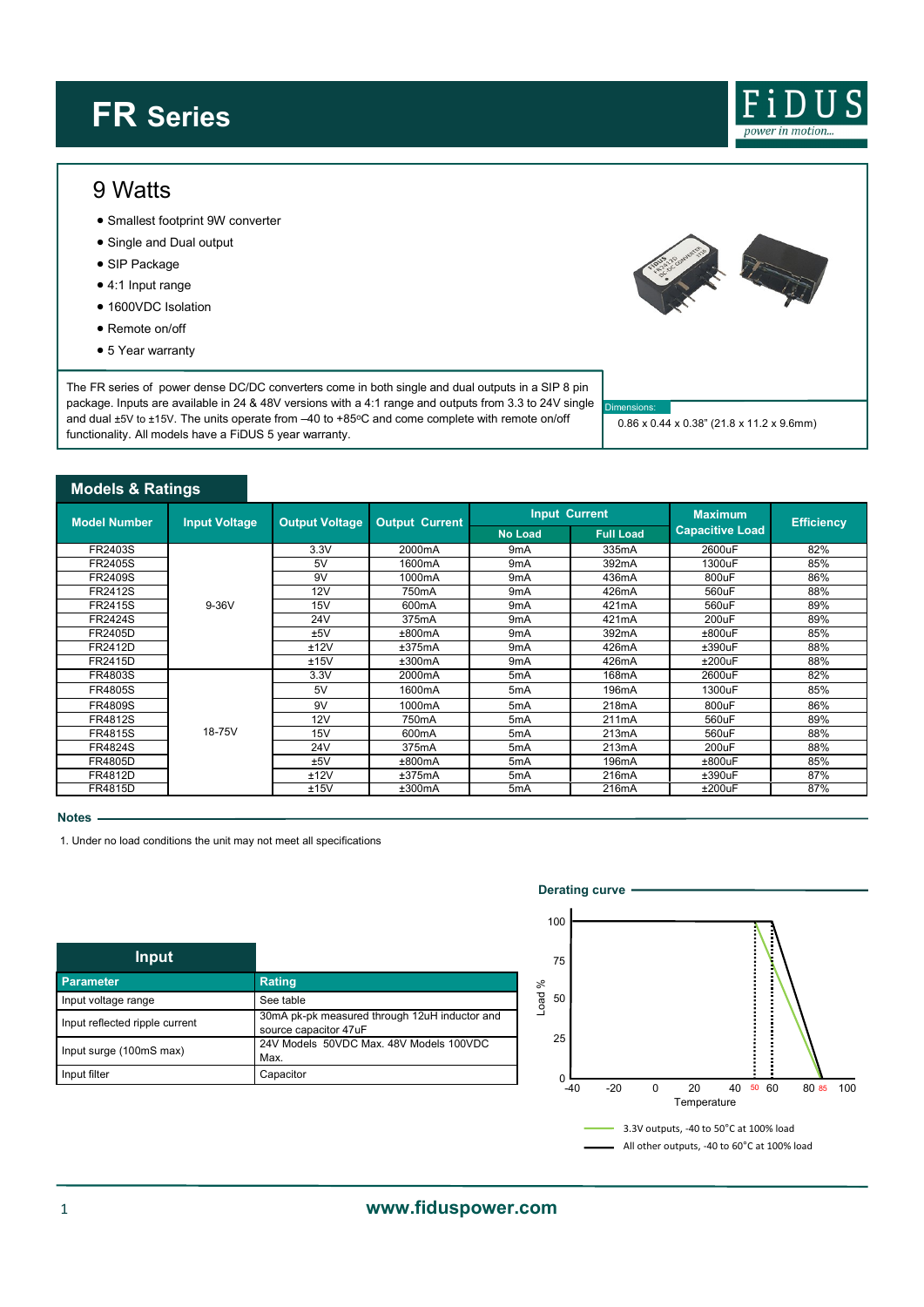# FR Series

## 9 Watts

- Smallest footprint 9W converter
- Single and Dual output
- SIP Package
- 4:1 Input range
- 1600VDC Isolation
- Remote on/off
- 5 Year warranty

The FR series of power dense DC/DC converters come in both single and dual outputs in a SIP 8 pin package. Inputs are available in 24 & 48V versions with a 4:1 range and outputs from 3.3 to 24V single and dual ±5V to ±15V. The units operate from –40 to +85°C and come complete with remote on/off functionality. All models have a FiDUS 5 year warranty.

Dimensions:

0.86 x 0.44 x 0.38" (21.8 x 11.2 x 9.6mm)

## Models & Ratings

| Model Number | Input Voltage | Output Voltage | Output Current | Input Current | | Maximum Capacitive Load | Efficiency |
|---|---|---|---|---|---|---|---|
| | | | | No Load | Full Load | | |
| FR2403S | 9-36V | 3.3V | 2000mA | 9mA | 335mA | 2600uF | 82% |
| FR2405S | | 5V | 1600mA | 9mA | 392mA | 1300uF | 85% |
| FR2409S | | 9V | 1000mA | 9mA | 436mA | 800uF | 86% |
| FR2412S | | 12V | 750mA | 9mA | 426mA | 560uF | 88% |
| FR2415S | | 15V | 600mA | 9mA | 421mA | 560uF | 89% |
| FR2424S | | 24V | 375mA | 9mA | 421mA | 200uF | 89% |
| FR2405D | | ±5V | ±800mA | 9mA | 392mA | ±800uF | 85% |
| FR2412D | | ±12V | ±375mA | 9mA | 426mA | ±390uF | 88% |
| FR2415D | | ±15V | ±300mA | 9mA | 426mA | ±200uF | 88% |
| FR4803S | 18-75V | 3.3V | 2000mA | 5mA | 168mA | 2600uF | 82% |
| FR4805S | | 5V | 1600mA | 5mA | 196mA | 1300uF | 85% |
| FR4809S | | 9V | 1000mA | 5mA | 218mA | 800uF | 86% |
| FR4812S | | 12V | 750mA | 5mA | 211mA | 560uF | 89% |
| FR4815S | | 15V | 600mA | 5mA | 213mA | 560uF | 88% |
| FR4824S | | 24V | 375mA | 5mA | 213mA | 200uF | 88% |
| FR4805D | | ±5V | ±800mA | 5mA | 196mA | ±800uF | 85% |
| FR4812D | | ±12V | ±375mA | 5mA | 216mA | ±390uF | 87% |
| FR4815D | | ±15V | ±300mA | 5mA | 216mA | ±200uF | 87% |

### Notes

1. Under no load conditions the unit may not meet all specifications

## Input

| Parameter | Rating |
|---|---|
| Input voltage range | See table |
| Input reflected ripple current | 30mA pk-pk measured through 12uH inductor and source capacitor 47uF |
| Input surge (100mS max) | 24V Models 50VDC Max. 48V Models 100VDC Max. |
| Input filter | Capacitor |

### Derating curve

3.3V outputs, -40 to 50°C at 100% load

All other outputs, -40 to 60°C at 100% load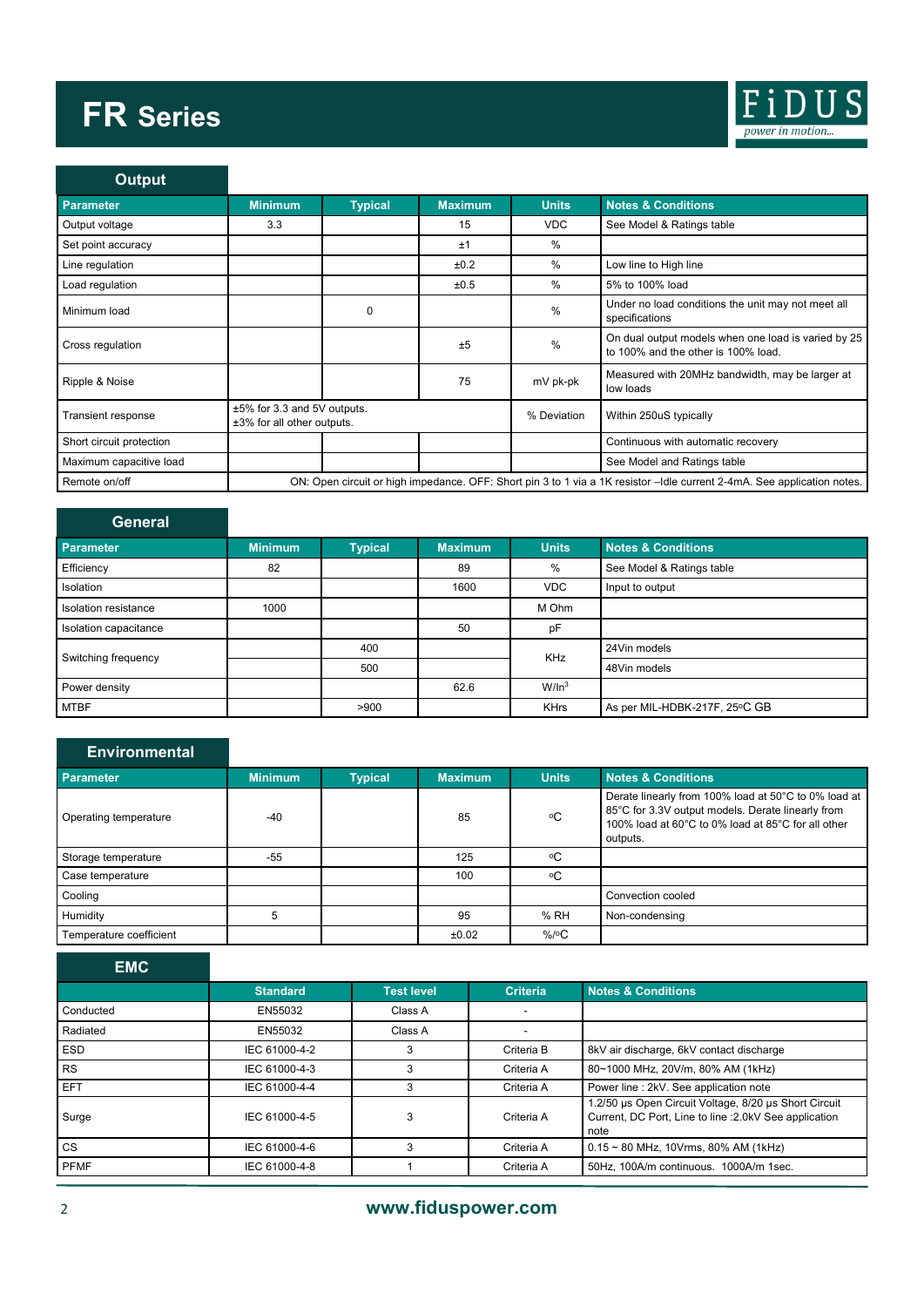# FR Series

## Output

| Parameter | Minimum | Typical | Maximum | Units | Notes & Conditions |
|---|---|---|---|---|---|
| Output voltage | 3.3 | | 15 | VDC | See Model & Ratings table |
| Set point accuracy | | | ±1 | % | |
| Line regulation | | | ±0.2 | % | Low line to High line |
| Load regulation | | | ±0.5 | % | 5% to 100% load |
| Minimum load | | 0 | | % | Under no load conditions the unit may not meet all specifications |
| Cross regulation | | | ±5 | % | On dual output models when one load is varied by 25 to 100% and the other is 100% load. |
| Ripple & Noise | | | 75 | mV pk-pk | Measured with 20MHz bandwidth, may be larger at low loads |
| Transient response | ±5% for 3.3 and 5V outputs. ±3% for all other outputs. | | | % Deviation | Within 250uS typically |
| Short circuit protection | | | | | Continuous with automatic recovery |
| Maximum capacitive load | | | | | See Model and Ratings table |
| Remote on/off | ON: Open circuit or high impedance. OFF: Short pin 3 to 1 via a 1K resistor –Idle current 2-4mA. See application notes. | | | | |

## General

| Parameter | Minimum | Typical | Maximum | Units | Notes & Conditions |
|---|---|---|---|---|---|
| Efficiency | 82 | | 89 | % | See Model & Ratings table |
| Isolation | | | 1600 | VDC | Input to output |
| Isolation resistance | 1000 | | | M Ohm | |
| Isolation capacitance | | | 50 | pF | |
| Switching frequency | | 400 | | KHz | 24Vin models |
| | | 500 | | | 48Vin models |
| Power density | | | 62.6 | W/In$^3$ | |
| MTBF | | >900 | | KHrs | As per MIL-HDBK-217F, 25ºC GB |

## Environmental

| Parameter | Minimum | Typical | Maximum | Units | Notes & Conditions |
|---|---|---|---|---|---|
| Operating temperature | -40 | | 85 | ºC | Derate linearly from 100% load at 50°C to 0% load at 85°C for 3.3V output models. Derate linearly from 100% load at 60°C to 0% load at 85°C for all other outputs. |
| Storage temperature | -55 | | 125 | ºC | |
| Case temperature | | | 100 | ºC | |
| Cooling | | | | | Convection cooled |
| Humidity | 5 | | 95 | % RH | Non-condensing |
| Temperature coefficient | | | ±0.02 | %/ºC | |

## EMC

| | Standard | Test level | Criteria | Notes & Conditions |
|---|---|---|---|---|
| Conducted | EN55032 | Class A | - | |
| Radiated | EN55032 | Class A | - | |
| ESD | IEC 61000-4-2 | 3 | Criteria B | 8kV air discharge, 6kV contact discharge |
| RS | IEC 61000-4-3 | 3 | Criteria A | 80~1000 MHz, 20V/m, 80% AM (1kHz) |
| EFT | IEC 61000-4-4 | 3 | Criteria A | Power line : 2kV. See application note |
| Surge | IEC 61000-4-5 | 3 | Criteria A | 1.2/50 µs Open Circuit Voltage, 8/20 µs Short Circuit Current, DC Port, Line to line :2.0kV See application note |
| CS | IEC 61000-4-6 | 3 | Criteria A | 0.15 ~ 80 MHz, 10Vrms, 80% AM (1kHz) |
| PFMF | IEC 61000-4-8 | 1 | Criteria A | 50Hz, 100A/m continuous. 1000A/m 1sec. |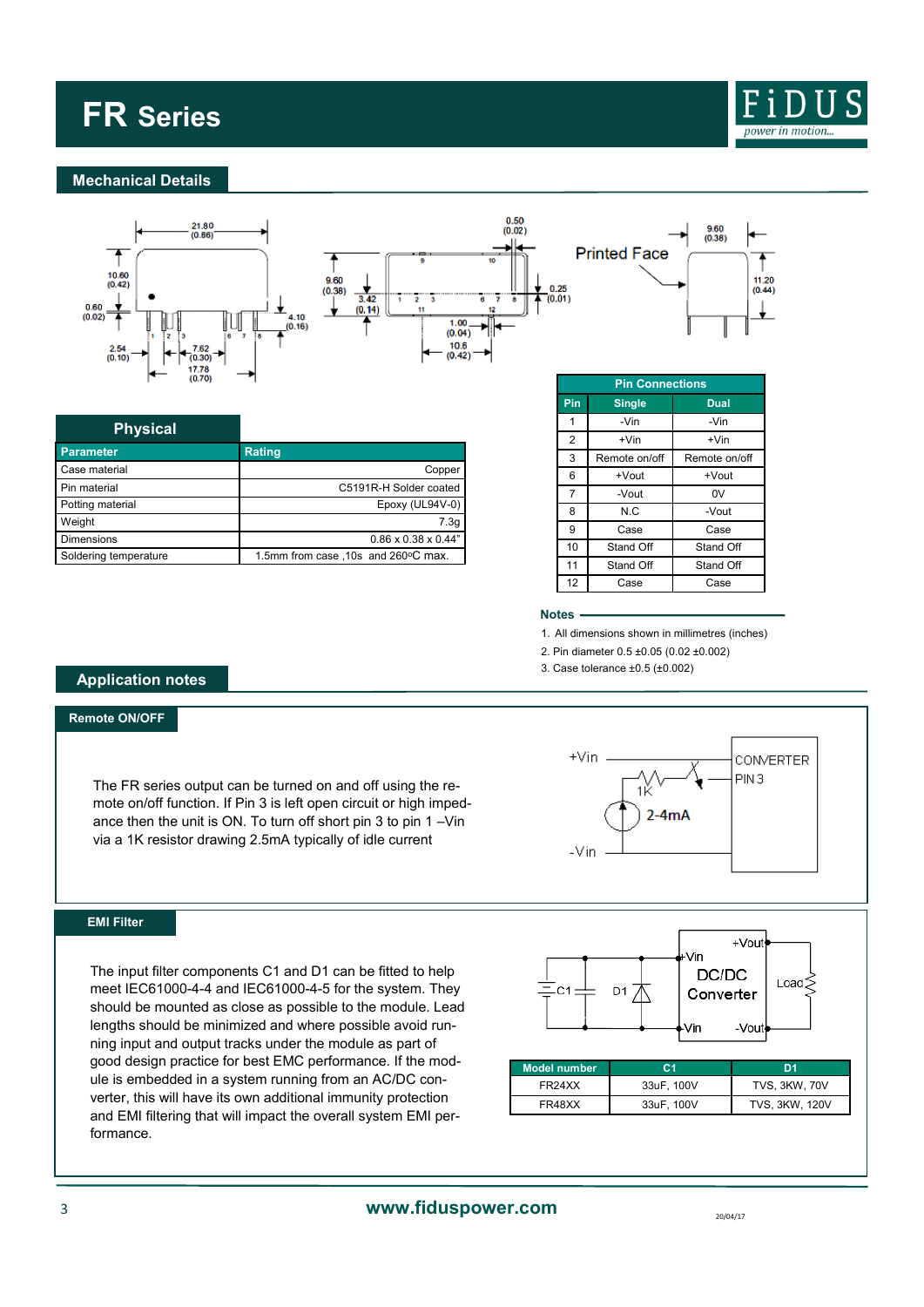# FR Series

## Mechanical Details

21.80 (0.86)
10.60 (0.42)
0.60 (0.02)
4.10 (0.16)
2.54 (0.10)
7.62 (0.30)
17.78 (0.70)
9.60 (0.38)
3.42 (0.14)
0.50 (0.02)
0.25 (0.01)
1.00 (0.04)
10.6 (0.42)
Printed Face
9.60 (0.38)
11.20 (0.44)

### Physical

| Parameter | Rating |
|---|---|
| Case material | Copper |
| Pin material | C5191R-H Solder coated |
| Potting material | Epoxy (UL94V-0) |
| Weight | 7.3g |
| Dimensions | 0.86 x 0.38 x 0.44" |
| Soldering temperature | 1.5mm from case ,10s and 260ºC max. |

### Pin Connections

| Pin | Single | Dual |
|---|---|---|
| 1 | -Vin | -Vin |
| 2 | +Vin | +Vin |
| 3 | Remote on/off | Remote on/off |
| 6 | +Vout | +Vout |
| 7 | -Vout | 0V |
| 8 | N.C | -Vout |
| 9 | Case | Case |
| 10 | Stand Off | Stand Off |
| 11 | Stand Off | Stand Off |
| 12 | Case | Case |

### Notes

1. All dimensions shown in millimetres (inches)
2. Pin diameter 0.5 ±0.05 (0.02 ±0.002)
3. Case tolerance ±0.5 (±0.002)

## Application notes

### Remote ON/OFF

The FR series output can be turned on and off using the remote on/off function. If Pin 3 is left open circuit or high impedance then the unit is ON. To turn off short pin 3 to pin 1 –Vin via a 1K resistor drawing 2.5mA typically of idle current

+Vin
-Vin
1K
2-4mA
CONVERTER
PIN 3

### EMI Filter

The input filter components C1 and D1 can be fitted to help meet IEC61000-4-4 and IEC61000-4-5 for the system. They should be mounted as close as possible to the module. Lead lengths should be minimized and where possible avoid running input and output tracks under the module as part of good design practice for best EMC performance. If the module is embedded in a system running from an AC/DC converter, this will have its own additional immunity protection and EMI filtering that will impact the overall system EMI performance.

C1
D1
+Vin
-Vin
DC/DC Converter
+Vout
-Vout
Load

| Model number | C1 | D1 |
|---|---|---|
| FR24XX | 33uF, 100V | TVS, 3KW, 70V |
| FR48XX | 33uF, 100V | TVS, 3KW, 120V |

www.fiduspower.com

20/04/17